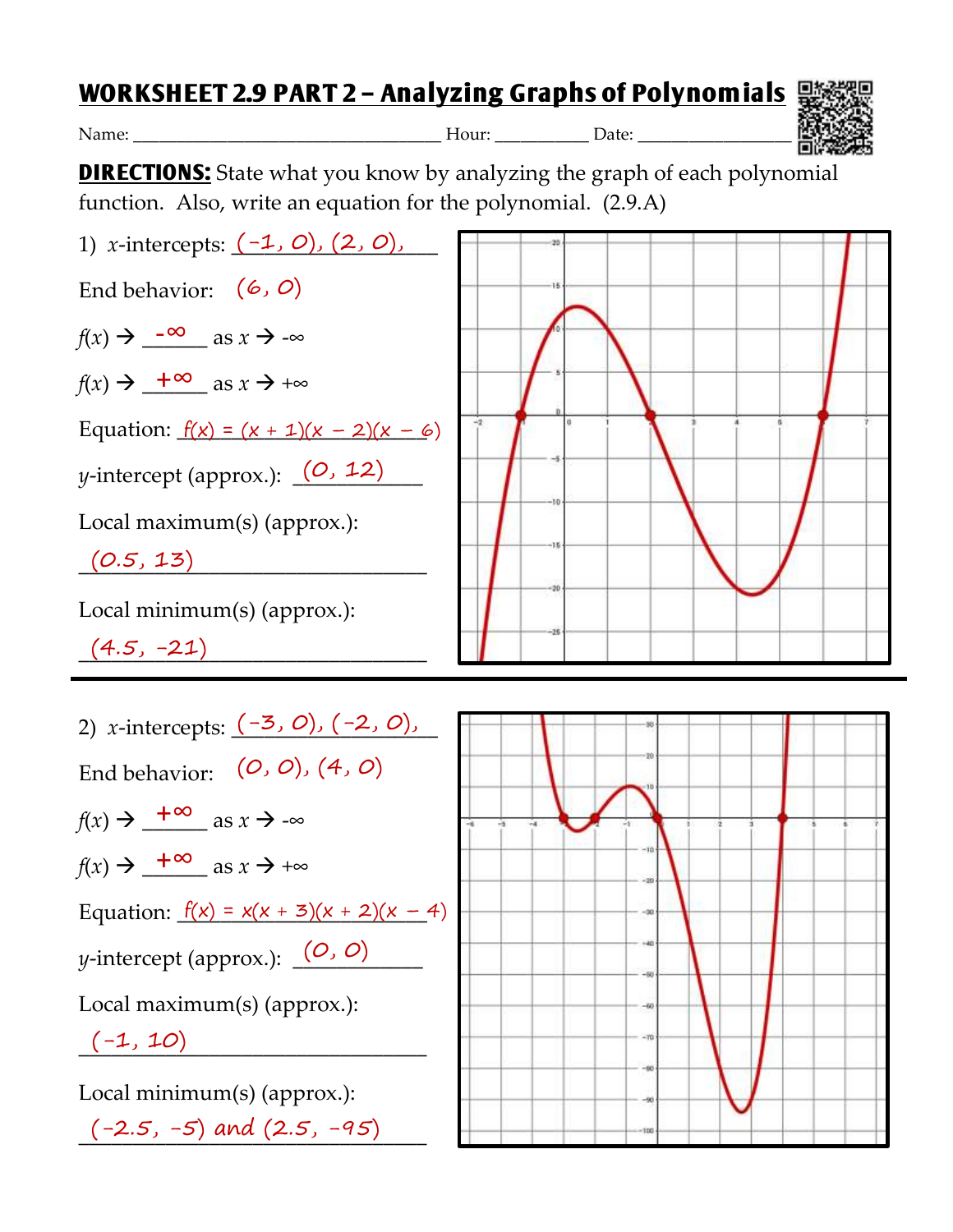# WORKSHEET 2.9 PART 2 – Analyzing Graphs of Polynomials

Name: ______________________ Hour: __________ Date: ________________

**DIRECTIONS:** State what you know by analyzing the graph of each polynomial function. Also, write an equation for the polynomial. (2.9.A)

1) $x$-intercepts: (-1, 0), (2, 0), (6, 0)

End behavior:

$f(x) \to$ $-\infty$ as $x \to -\infty$

$f(x) \to$ $+\infty$ as $x \to +\infty$

Equation: $f(x) = (x + 1)(x - 2)(x - 6)$

$y$-intercept (approx.): (0, 12)

Local maximum(s) (approx.):

(0.5, 13)

Local minimum(s) (approx.):

(4.5, -21)

---

2) $x$-intercepts: (-3, 0), (-2, 0), (0, 0), (4, 0)

End behavior:

$f(x) \to$ $+\infty$ as $x \to -\infty$

$f(x) \to$ $+\infty$ as $x \to +\infty$

Equation: $f(x) = x(x + 3)(x + 2)(x - 4)$

$y$-intercept (approx.): (0, 0)

Local maximum(s) (approx.):

(-1, 10)

Local minimum(s) (approx.):

(-2.5, -5) and (2.5, -95)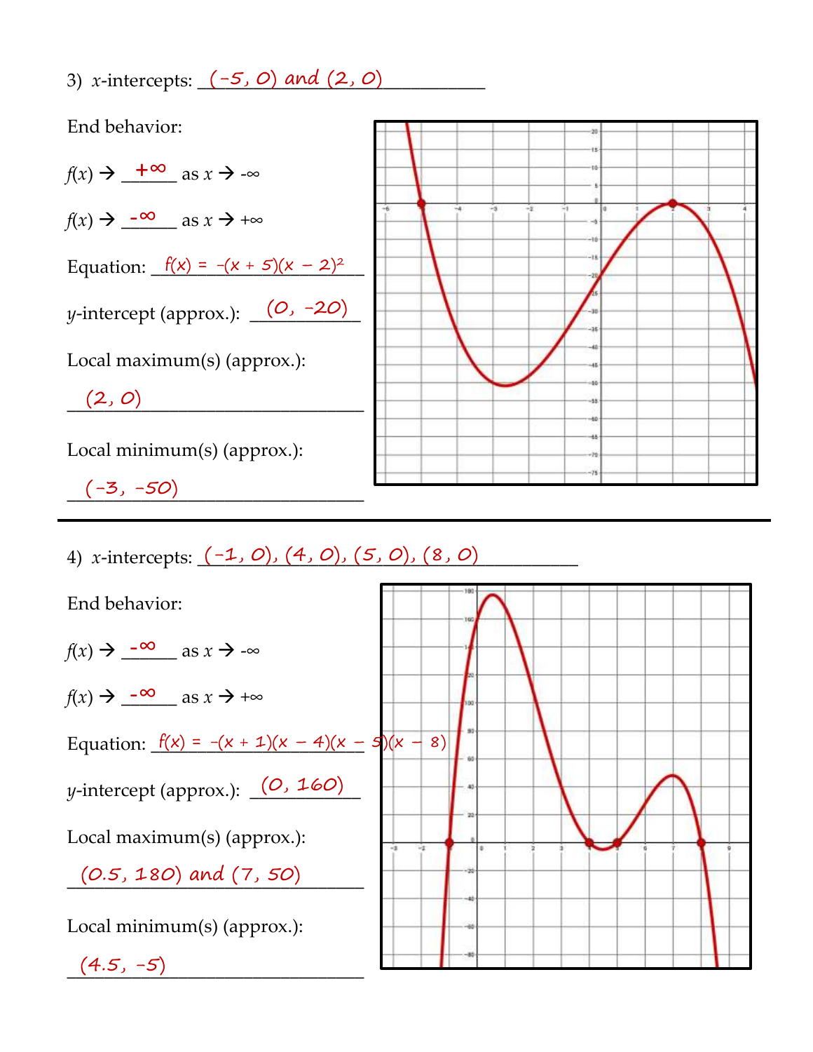3) $x$-intercepts: (-5, 0) and (2, 0)

End behavior:

$f(x) \to +\infty$ as $x \to -\infty$

$f(x) \to -\infty$ as $x \to +\infty$

Equation: $f(x) = -(x + 5)(x - 2)^2$

$y$-intercept (approx.): (0, -20)

Local maximum(s) (approx.):

(2, 0)

Local minimum(s) (approx.):

(-3, -50)

-6 -4 -3 -2 -1 0 1 2 3 4

20 15 10 5 0 -5 -10 -15 -20 -25 -30 -35 -40 -45 -50 -55 -60 -65 -70 -75

---

4) $x$-intercepts: (-1, 0), (4, 0), (5, 0), (8, 0)

End behavior:

$f(x) \to -\infty$ as $x \to -\infty$

$f(x) \to -\infty$ as $x \to +\infty$

Equation: $f(x) = -(x + 1)(x - 4)(x - 5)(x - 8)$

$y$-intercept (approx.): (0, 160)

Local maximum(s) (approx.):

(0.5, 180) and (7, 50)

Local minimum(s) (approx.):

(4.5, -5)

-3 -2 0 1 2 3 5 6 7 9

180 160 140 120 100 80 60 40 20 0 -20 -40 -60 -80